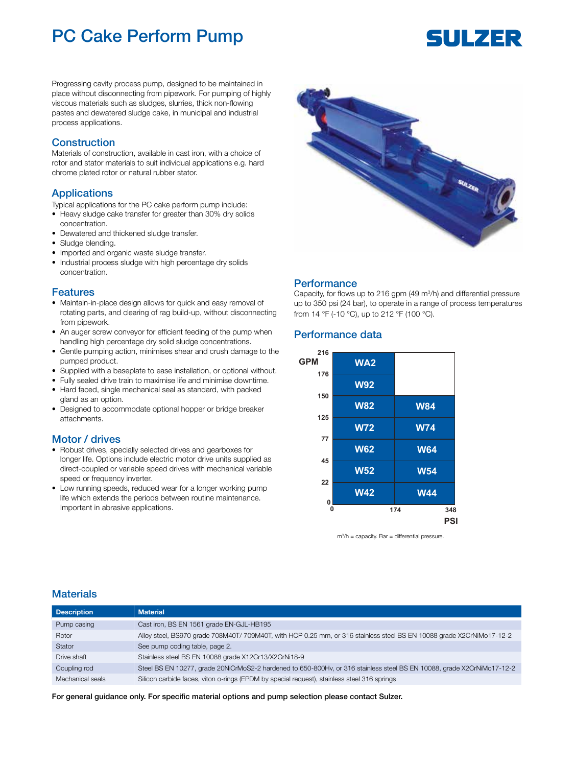# PC Cake Perform Pump

Progressing cavity process pump, designed to be maintained in place without disconnecting from pipework. For pumping of highly viscous materials such as sludges, slurries, thick non-flowing pastes and dewatered sludge cake, in municipal and industrial process applications.

## Construction

Materials of construction, available in cast iron, with a choice of rotor and stator materials to suit individual applications e.g. hard chrome plated rotor or natural rubber stator.

## Applications

Typical applications for the PC cake perform pump include:

- Heavy sludge cake transfer for greater than 30% dry solids concentration.
- Dewatered and thickened sludge transfer.
- Sludge blending.
- Imported and organic waste sludge transfer.
- Industrial process sludge with high percentage dry solids concentration.

## Features

- Maintain-in-place design allows for quick and easy removal of rotating parts, and clearing of rag build-up, without disconnecting from pipework.
- An auger screw conveyor for efficient feeding of the pump when handling high percentage dry solid sludge concentrations.
- Gentle pumping action, minimises shear and crush damage to the pumped product.
- Supplied with a baseplate to ease installation, or optional without.
- Fully sealed drive train to maximise life and minimise downtime.
- Hard faced, single mechanical seal as standard, with packed gland as an option.
- Designed to accommodate optional hopper or bridge breaker attachments.

## Motor / drives

- Robust drives, specially selected drives and gearboxes for longer life. Options include electric motor drive units supplied as direct-coupled or variable speed drives with mechanical variable speed or frequency inverter.
- Low running speeds, reduced wear for a longer working pump life which extends the periods between routine maintenance. Important in abrasive applications.

## Performance

Capacity, for flows up to 216 gpm (49 $m^3$/h) and differential pressure up to 350 psi (24 bar), to operate in a range of process temperatures from 14 °F (-10 °C), up to 212 °F (100 °C).

## Performance data

| GPM | 0–174 PSI | 174–348 PSI |
|---|---|---|
| 176–216 | WA2 | |
| 150–176 | W92 | |
| 125–150 | W82 | W84 |
| 77–125 | W72 | W74 |
| 45–77 | W62 | W64 |
| 22–45 | W52 | W54 |
| 0–22 | W42 | W44 |

$m^3$/h = capacity. Bar = differential pressure.

## Materials

| Description | Material |
|---|---|
| Pump casing | Cast iron, BS EN 1561 grade EN-GJL-HB195 |
| Rotor | Alloy steel, BS970 grade 708M40T/ 709M40T, with HCP 0.25 mm, or 316 stainless steel BS EN 10088 grade X2CrNiMo17-12-2 |
| Stator | See pump coding table, page 2. |
| Drive shaft | Stainless steel BS EN 10088 grade X12Cr13/X2CrNi18-9 |
| Coupling rod | Steel BS EN 10277, grade 20NiCrMoS2-2 hardened to 650-800Hv, or 316 stainless steel BS EN 10088, grade X2CrNiMo17-12-2 |
| Mechanical seals | Silicon carbide faces, viton o-rings (EPDM by special request), stainless steel 316 springs |

**For general guidance only. For specific material options and pump selection please contact Sulzer.**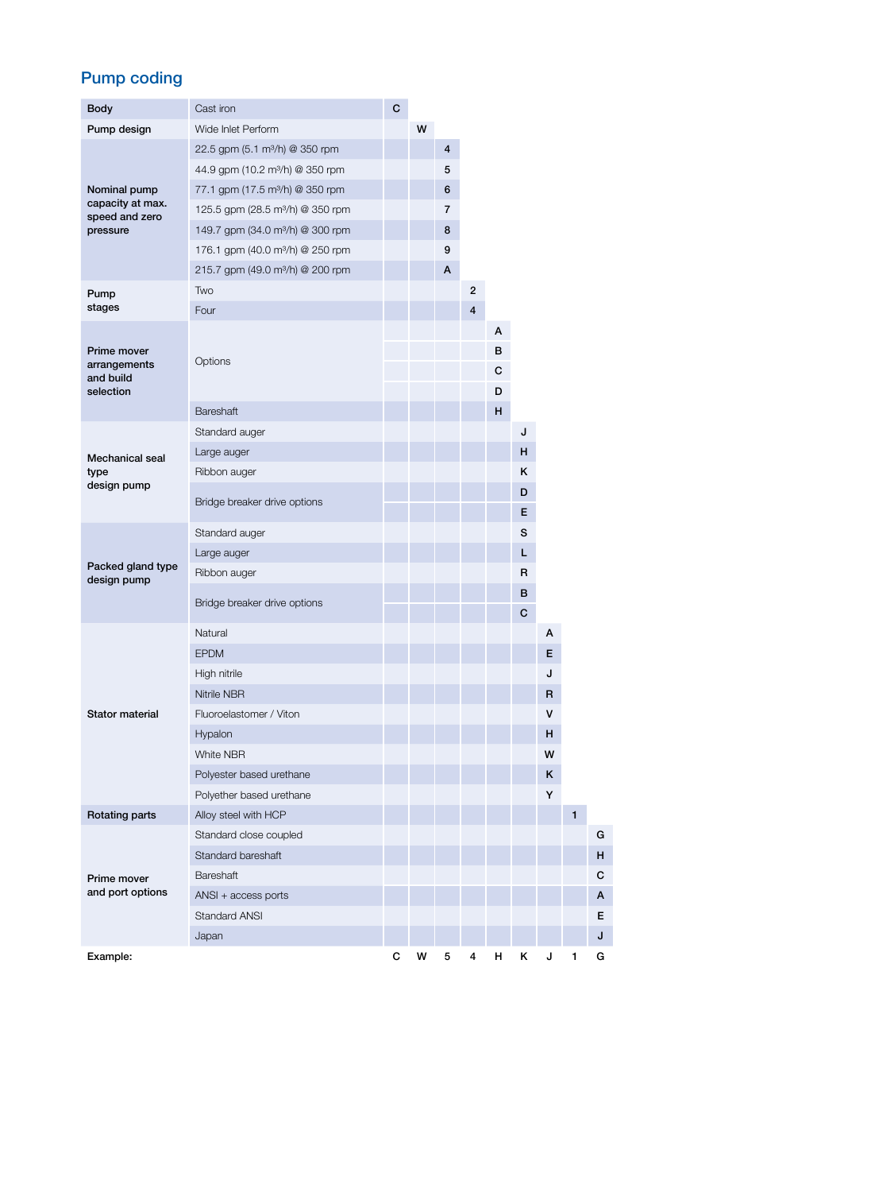## Pump coding

| Category | Description | 1 | 2 | 3 | 4 | 5 | 6 | 7 | 8 | 9 |
|---|---|---|---|---|---|---|---|---|---|---|
| **Body** | Cast iron | C | | | | | | | | |
| **Pump design** | Wide Inlet Perform | | W | | | | | | | |
| **Nominal pump capacity at max. speed and zero pressure** | 22.5 gpm (5.1 m³/h) @ 350 rpm | | | 4 | | | | | | |
| | 44.9 gpm (10.2 m³/h) @ 350 rpm | | | 5 | | | | | | |
| | 77.1 gpm (17.5 m³/h) @ 350 rpm | | | 6 | | | | | | |
| | 125.5 gpm (28.5 m³/h) @ 350 rpm | | | 7 | | | | | | |
| | 149.7 gpm (34.0 m³/h) @ 300 rpm | | | 8 | | | | | | |
| | 176.1 gpm (40.0 m³/h) @ 250 rpm | | | 9 | | | | | | |
| | 215.7 gpm (49.0 m³/h) @ 200 rpm | | | A | | | | | | |
| **Pump stages** | Two | | | | 2 | | | | | |
| | Four | | | | 4 | | | | | |
| **Prime mover arrangements and build selection** | Options | | | | | A | | | | |
| | | | | | | B | | | | |
| | | | | | | C | | | | |
| | | | | | | D | | | | |
| | Bareshaft | | | | | H | | | | |
| **Mechanical seal type design pump** | Standard auger | | | | | | J | | | |
| | Large auger | | | | | | H | | | |
| | Ribbon auger | | | | | | K | | | |
| | Bridge breaker drive options | | | | | | D | | | |
| | | | | | | | E | | | |
| **Packed gland type design pump** | Standard auger | | | | | | S | | | |
| | Large auger | | | | | | L | | | |
| | Ribbon auger | | | | | | R | | | |
| | Bridge breaker drive options | | | | | | B | | | |
| | | | | | | | C | | | |
| **Stator material** | Natural | | | | | | | A | | |
| | EPDM | | | | | | | E | | |
| | High nitrile | | | | | | | J | | |
| | Nitrile NBR | | | | | | | R | | |
| | Fluoroelastomer / Viton | | | | | | | V | | |
| | Hypalon | | | | | | | H | | |
| | White NBR | | | | | | | W | | |
| | Polyester based urethane | | | | | | | K | | |
| | Polyether based urethane | | | | | | | Y | | |
| **Rotating parts** | Alloy steel with HCP | | | | | | | | 1 | |
| **Prime mover and port options** | Standard close coupled | | | | | | | | | G |
| | Standard bareshaft | | | | | | | | | H |
| | Bareshaft | | | | | | | | | C |
| | ANSI + access ports | | | | | | | | | A |
| | Standard ANSI | | | | | | | | | E |
| | Japan | | | | | | | | | J |
| **Example:** | | C | W | 5 | 4 | H | K | J | 1 | G |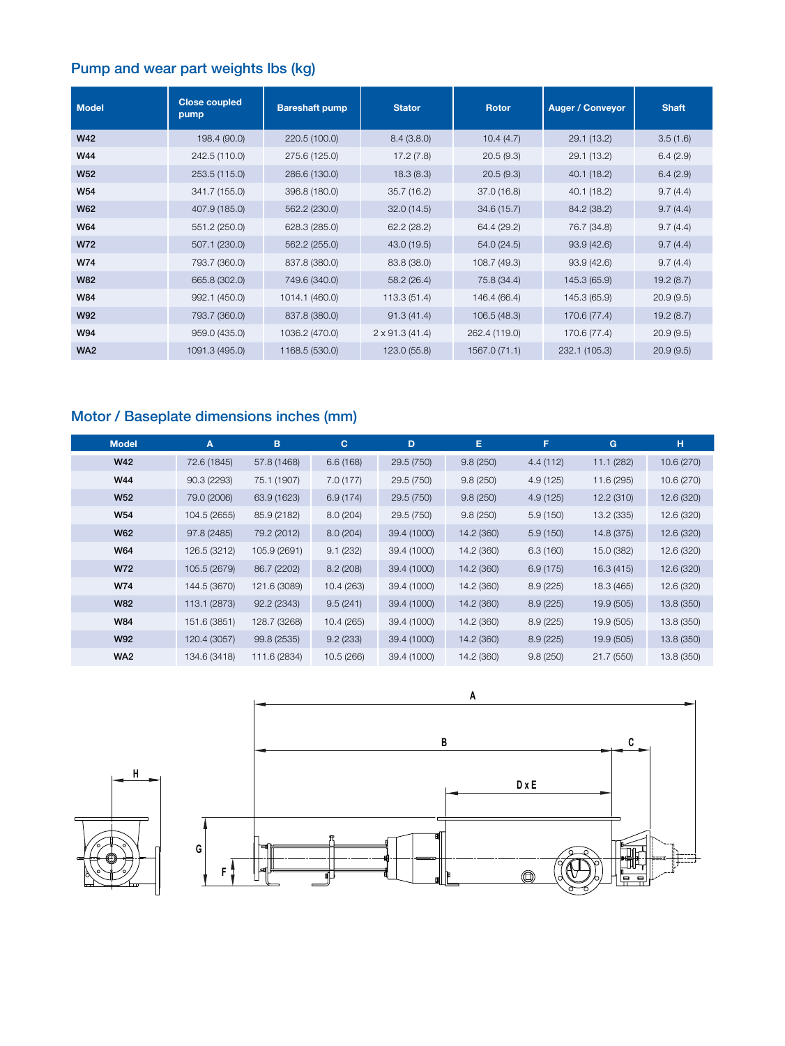## Pump and wear part weights lbs (kg)

| Model | Close coupled pump | Bareshaft pump | Stator | Rotor | Auger / Conveyor | Shaft |
|---|---|---|---|---|---|---|
| W42 | 198.4 (90.0) | 220.5 (100.0) | 8.4 (3.8.0) | 10.4 (4.7) | 29.1 (13.2) | 3.5 (1.6) |
| W44 | 242.5 (110.0) | 275.6 (125.0) | 17.2 (7.8) | 20.5 (9.3) | 29.1 (13.2) | 6.4 (2.9) |
| W52 | 253.5 (115.0) | 286.6 (130.0) | 18.3 (8.3) | 20.5 (9.3) | 40.1 (18.2) | 6.4 (2.9) |
| W54 | 341.7 (155.0) | 396.8 (180.0) | 35.7 (16.2) | 37.0 (16.8) | 40.1 (18.2) | 9.7 (4.4) |
| W62 | 407.9 (185.0) | 562.2 (230.0) | 32.0 (14.5) | 34.6 (15.7) | 84.2 (38.2) | 9.7 (4.4) |
| W64 | 551.2 (250.0) | 628.3 (285.0) | 62.2 (28.2) | 64.4 (29.2) | 76.7 (34.8) | 9.7 (4.4) |
| W72 | 507.1 (230.0) | 562.2 (255.0) | 43.0 (19.5) | 54.0 (24.5) | 93.9 (42.6) | 9.7 (4.4) |
| W74 | 793.7 (360.0) | 837.8 (380.0) | 83.8 (38.0) | 108.7 (49.3) | 93.9 (42.6) | 9.7 (4.4) |
| W82 | 665.8 (302.0) | 749.6 (340.0) | 58.2 (26.4) | 75.8 (34.4) | 145.3 (65.9) | 19.2 (8.7) |
| W84 | 992.1 (450.0) | 1014.1 (460.0) | 113.3 (51.4) | 146.4 (66.4) | 145.3 (65.9) | 20.9 (9.5) |
| W92 | 793.7 (360.0) | 837.8 (380.0) | 91.3 (41.4) | 106.5 (48.3) | 170.6 (77.4) | 19.2 (8.7) |
| W94 | 959.0 (435.0) | 1036.2 (470.0) | 2 x 91.3 (41.4) | 262.4 (119.0) | 170.6 (77.4) | 20.9 (9.5) |
| WA2 | 1091.3 (495.0) | 1168.5 (530.0) | 123.0 (55.8) | 1567.0 (71.1) | 232.1 (105.3) | 20.9 (9.5) |

## Motor / Baseplate dimensions inches (mm)

| Model | A | B | C | D | E | F | G | H |
|---|---|---|---|---|---|---|---|---|
| W42 | 72.6 (1845) | 57.8 (1468) | 6.6 (168) | 29.5 (750) | 9.8 (250) | 4.4 (112) | 11.1 (282) | 10.6 (270) |
| W44 | 90.3 (2293) | 75.1 (1907) | 7.0 (177) | 29.5 (750) | 9.8 (250) | 4.9 (125) | 11.6 (295) | 10.6 (270) |
| W52 | 79.0 (2006) | 63.9 (1623) | 6.9 (174) | 29.5 (750) | 9.8 (250) | 4.9 (125) | 12.2 (310) | 12.6 (320) |
| W54 | 104.5 (2655) | 85.9 (2182) | 8.0 (204) | 29.5 (750) | 9.8 (250) | 5.9 (150) | 13.2 (335) | 12.6 (320) |
| W62 | 97.8 (2485) | 79.2 (2012) | 8.0 (204) | 39.4 (1000) | 14.2 (360) | 5.9 (150) | 14.8 (375) | 12.6 (320) |
| W64 | 126.5 (3212) | 105.9 (2691) | 9.1 (232) | 39.4 (1000) | 14.2 (360) | 6.3 (160) | 15.0 (382) | 12.6 (320) |
| W72 | 105.5 (2679) | 86.7 (2202) | 8.2 (208) | 39.4 (1000) | 14.2 (360) | 6.9 (175) | 16.3 (415) | 12.6 (320) |
| W74 | 144.5 (3670) | 121.6 (3089) | 10.4 (263) | 39.4 (1000) | 14.2 (360) | 8.9 (225) | 18.3 (465) | 12.6 (320) |
| W82 | 113.1 (2873) | 92.2 (2343) | 9.5 (241) | 39.4 (1000) | 14.2 (360) | 8.9 (225) | 19.9 (505) | 13.8 (350) |
| W84 | 151.6 (3851) | 128.7 (3268) | 10.4 (265) | 39.4 (1000) | 14.2 (360) | 8.9 (225) | 19.9 (505) | 13.8 (350) |
| W92 | 120.4 (3057) | 99.8 (2535) | 9.2 (233) | 39.4 (1000) | 14.2 (360) | 8.9 (225) | 19.9 (505) | 13.8 (350) |
| WA2 | 134.6 (3418) | 111.6 (2834) | 10.5 (266) | 39.4 (1000) | 14.2 (360) | 9.8 (250) | 21.7 (550) | 13.8 (350) |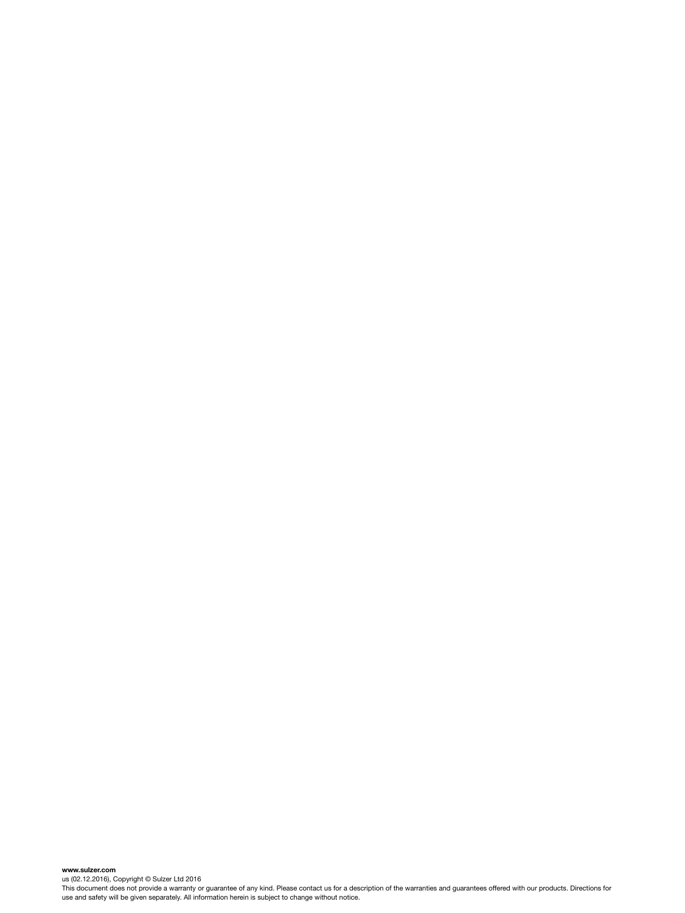**www.sulzer.com**

us (02.12.2016), Copyright © Sulzer Ltd 2016

This document does not provide a warranty or guarantee of any kind. Please contact us for a description of the warranties and guarantees offered with our products. Directions for use and safety will be given separately. All information herein is subject to change without notice.